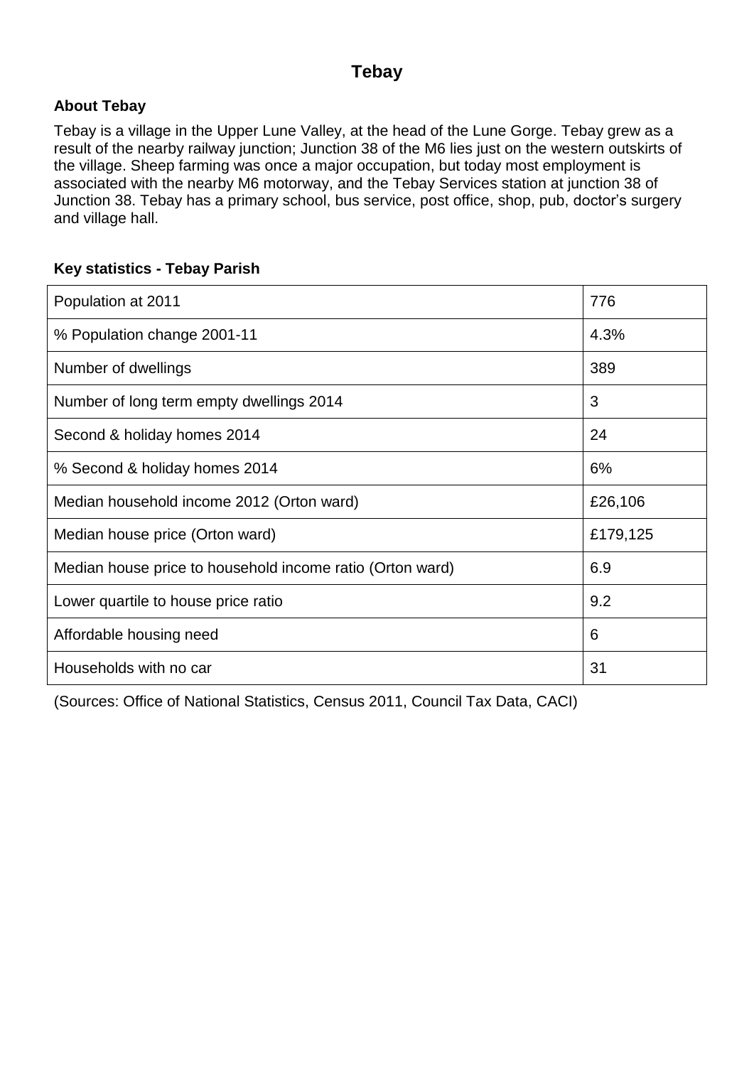# Tebay

## About Tebay

Tebay is a village in the Upper Lune Valley, at the head of the Lune Gorge. Tebay grew as a result of the nearby railway junction; Junction 38 of the M6 lies just on the western outskirts of the village. Sheep farming was once a major occupation, but today most employment is associated with the nearby M6 motorway, and the Tebay Services station at junction 38 of Junction 38. Tebay has a primary school, bus service, post office, shop, pub, doctor's surgery and village hall.

## Key statistics - Tebay Parish

| | |
|---|---|
| Population at 2011 | 776 |
| % Population change 2001-11 | 4.3% |
| Number of dwellings | 389 |
| Number of long term empty dwellings 2014 | 3 |
| Second & holiday homes 2014 | 24 |
| % Second & holiday homes 2014 | 6% |
| Median household income 2012 (Orton ward) | £26,106 |
| Median house price (Orton ward) | £179,125 |
| Median house price to household income ratio (Orton ward) | 6.9 |
| Lower quartile to house price ratio | 9.2 |
| Affordable housing need | 6 |
| Households with no car | 31 |

(Sources: Office of National Statistics, Census 2011, Council Tax Data, CACI)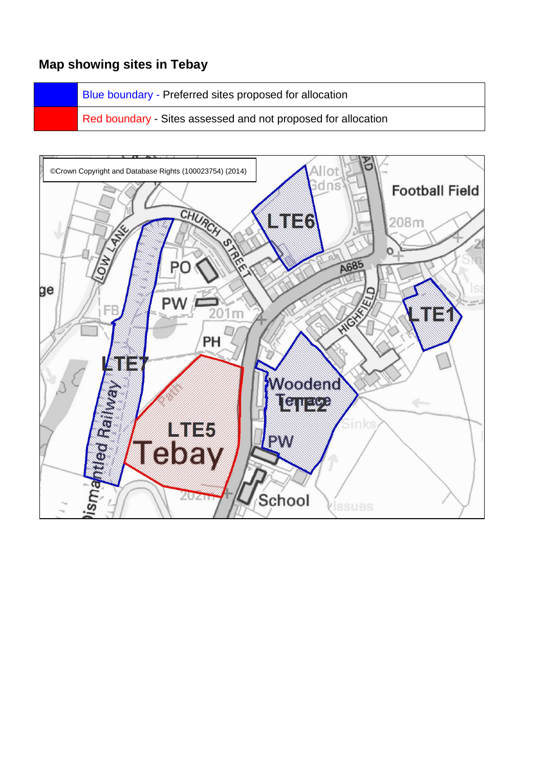## Map showing sites in Tebay

| | |
|---|---|
| | Blue boundary - Preferred sites proposed for allocation |
| | Red boundary - Sites assessed and not proposed for allocation |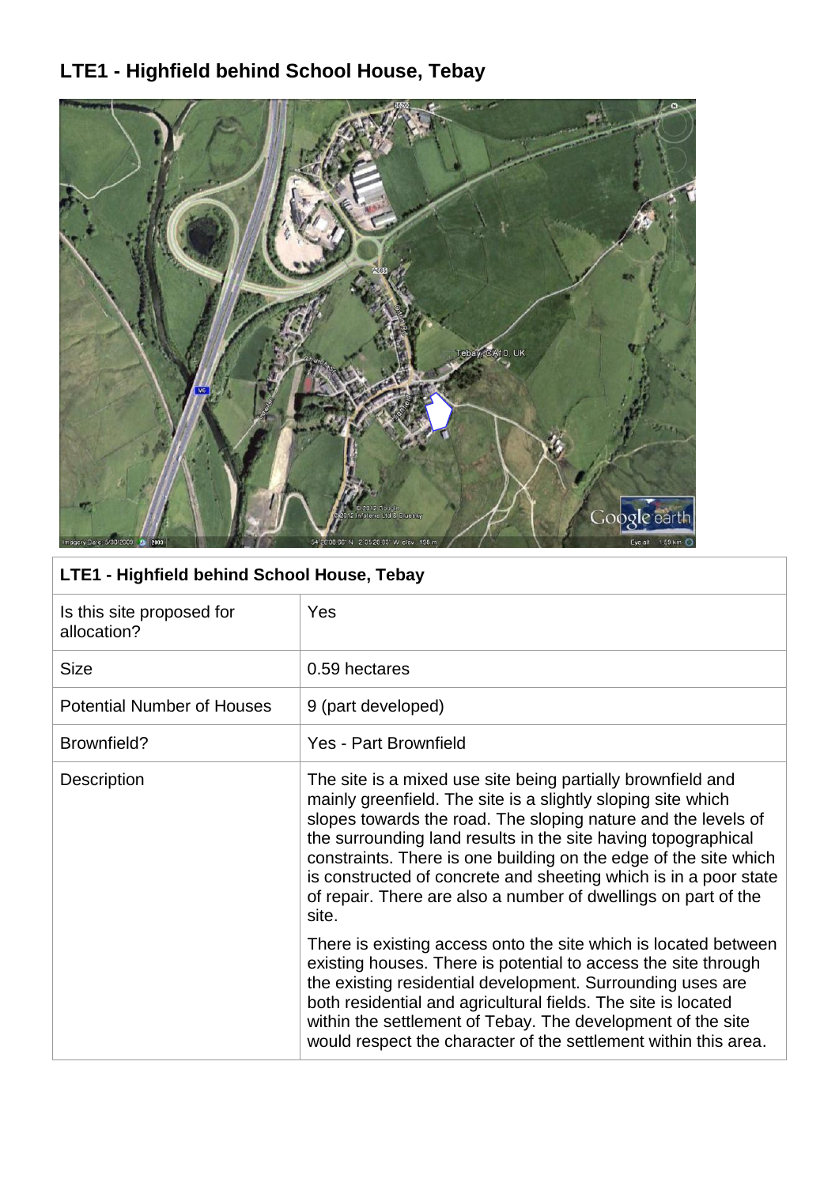# LTE1 - Highfield behind School House, Tebay

| LTE1 - Highfield behind School House, Tebay | |
|---|---|
| Is this site proposed for allocation? | Yes |
| Size | 0.59 hectares |
| Potential Number of Houses | 9 (part developed) |
| Brownfield? | Yes - Part Brownfield |
| Description | The site is a mixed use site being partially brownfield and mainly greenfield. The site is a slightly sloping site which slopes towards the road. The sloping nature and the levels of the surrounding land results in the site having topographical constraints. There is one building on the edge of the site which is constructed of concrete and sheeting which is in a poor state of repair. There are also a number of dwellings on part of the site.<br><br>There is existing access onto the site which is located between existing houses. There is potential to access the site through the existing residential development. Surrounding uses are both residential and agricultural fields. The site is located within the settlement of Tebay. The development of the site would respect the character of the settlement within this area. |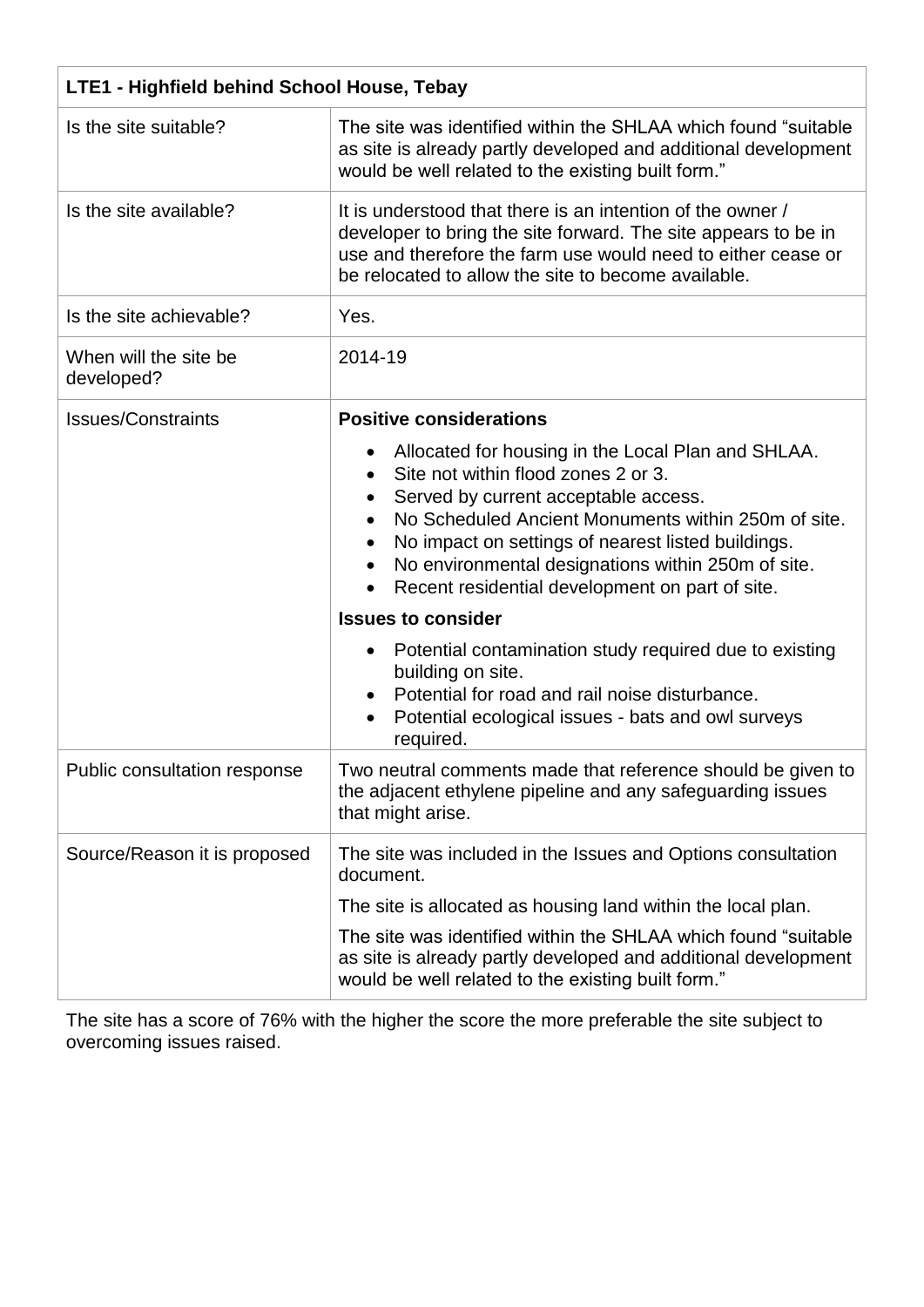| LTE1 - Highfield behind School House, Tebay | |
|---|---|
| Is the site suitable? | The site was identified within the SHLAA which found "suitable as site is already partly developed and additional development would be well related to the existing built form." |
| Is the site available? | It is understood that there is an intention of the owner / developer to bring the site forward. The site appears to be in use and therefore the farm use would need to either cease or be relocated to allow the site to become available. |
| Is the site achievable? | Yes. |
| When will the site be developed? | 2014-19 |
| Issues/Constraints | **Positive considerations**<br>• Allocated for housing in the Local Plan and SHLAA.<br>• Site not within flood zones 2 or 3.<br>• Served by current acceptable access.<br>• No Scheduled Ancient Monuments within 250m of site.<br>• No impact on settings of nearest listed buildings.<br>• No environmental designations within 250m of site.<br>• Recent residential development on part of site.<br>**Issues to consider**<br>• Potential contamination study required due to existing building on site.<br>• Potential for road and rail noise disturbance.<br>• Potential ecological issues - bats and owl surveys required. |
| Public consultation response | Two neutral comments made that reference should be given to the adjacent ethylene pipeline and any safeguarding issues that might arise. |
| Source/Reason it is proposed | The site was included in the Issues and Options consultation document.<br>The site is allocated as housing land within the local plan.<br>The site was identified within the SHLAA which found "suitable as site is already partly developed and additional development would be well related to the existing built form." |

The site has a score of 76% with the higher the score the more preferable the site subject to overcoming issues raised.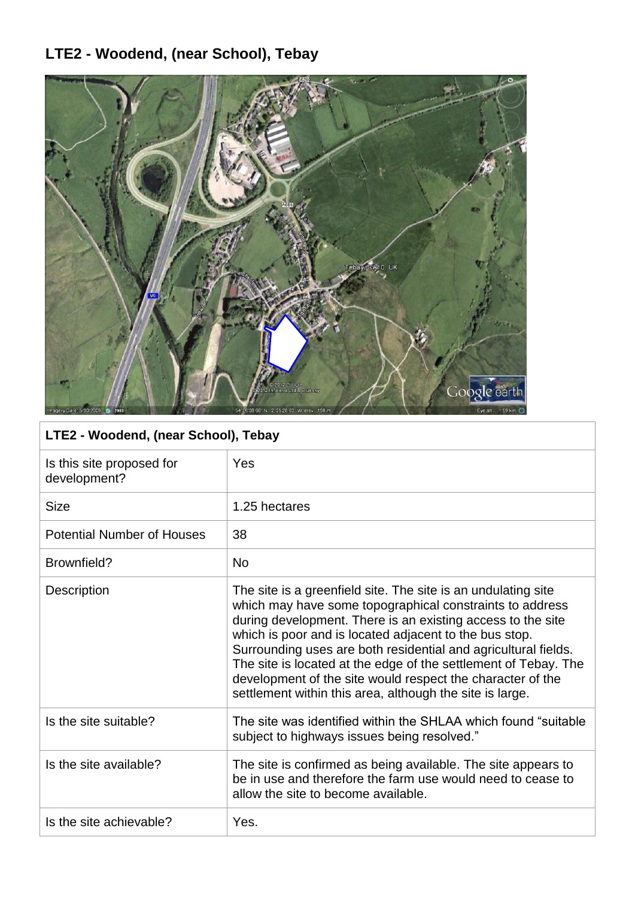## LTE2 - Woodend, (near School), Tebay

| LTE2 - Woodend, (near School), Tebay | |
|---|---|
| Is this site proposed for development? | Yes |
| Size | 1.25 hectares |
| Potential Number of Houses | 38 |
| Brownfield? | No |
| Description | The site is a greenfield site. The site is an undulating site which may have some topographical constraints to address during development. There is an existing access to the site which is poor and is located adjacent to the bus stop. Surrounding uses are both residential and agricultural fields. The site is located at the edge of the settlement of Tebay. The development of the site would respect the character of the settlement within this area, although the site is large. |
| Is the site suitable? | The site was identified within the SHLAA which found "suitable subject to highways issues being resolved." |
| Is the site available? | The site is confirmed as being available. The site appears to be in use and therefore the farm use would need to cease to allow the site to become available. |
| Is the site achievable? | Yes. |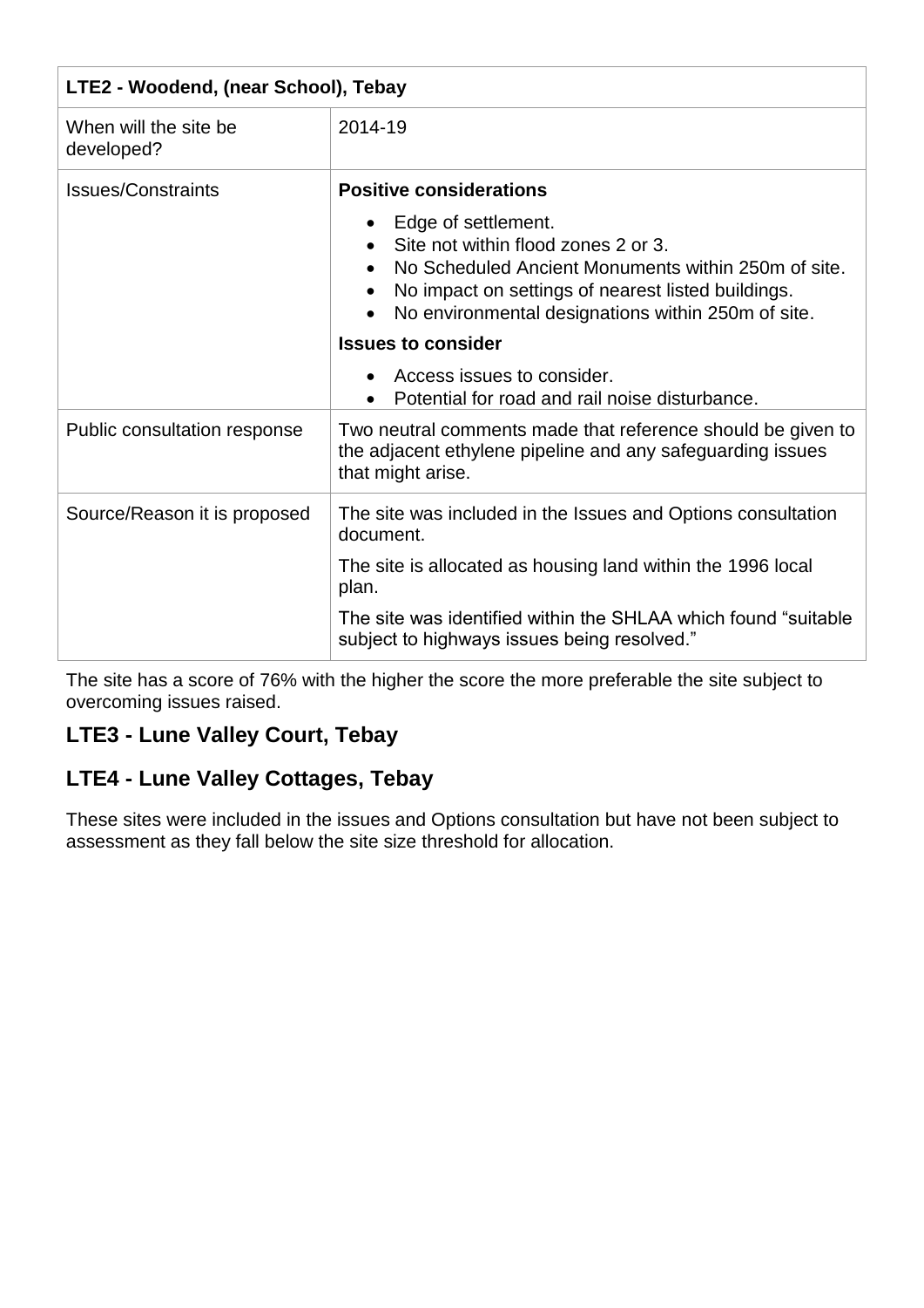| LTE2 - Woodend, (near School), Tebay | |
|---|---|
| When will the site be developed? | 2014-19 |
| Issues/Constraints | **Positive considerations**<br>• Edge of settlement.<br>• Site not within flood zones 2 or 3.<br>• No Scheduled Ancient Monuments within 250m of site.<br>• No impact on settings of nearest listed buildings.<br>• No environmental designations within 250m of site.<br>**Issues to consider**<br>• Access issues to consider.<br>• Potential for road and rail noise disturbance. |
| Public consultation response | Two neutral comments made that reference should be given to the adjacent ethylene pipeline and any safeguarding issues that might arise. |
| Source/Reason it is proposed | The site was included in the Issues and Options consultation document.<br>The site is allocated as housing land within the 1996 local plan.<br>The site was identified within the SHLAA which found "suitable subject to highways issues being resolved." |

The site has a score of 76% with the higher the score the more preferable the site subject to overcoming issues raised.

## LTE3 - Lune Valley Court, Tebay

## LTE4 - Lune Valley Cottages, Tebay

These sites were included in the issues and Options consultation but have not been subject to assessment as they fall below the site size threshold for allocation.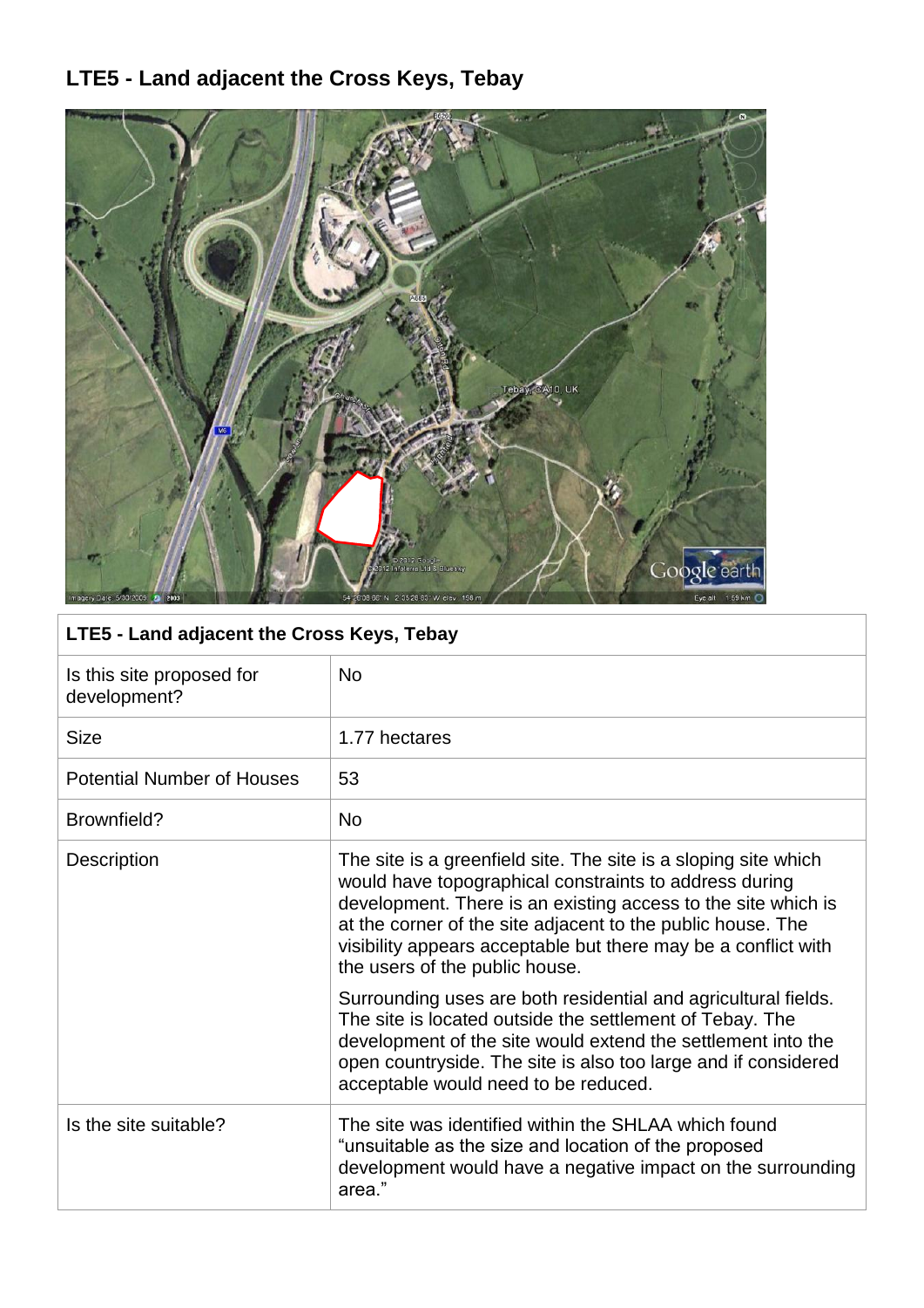# LTE5 - Land adjacent the Cross Keys, Tebay

| LTE5 - Land adjacent the Cross Keys, Tebay | |
|---|---|
| Is this site proposed for development? | No |
| Size | 1.77 hectares |
| Potential Number of Houses | 53 |
| Brownfield? | No |
| Description | The site is a greenfield site. The site is a sloping site which would have topographical constraints to address during development. There is an existing access to the site which is at the corner of the site adjacent to the public house. The visibility appears acceptable but there may be a conflict with the users of the public house.<br><br>Surrounding uses are both residential and agricultural fields. The site is located outside the settlement of Tebay. The development of the site would extend the settlement into the open countryside. The site is also too large and if considered acceptable would need to be reduced. |
| Is the site suitable? | The site was identified within the SHLAA which found "unsuitable as the size and location of the proposed development would have a negative impact on the surrounding area." |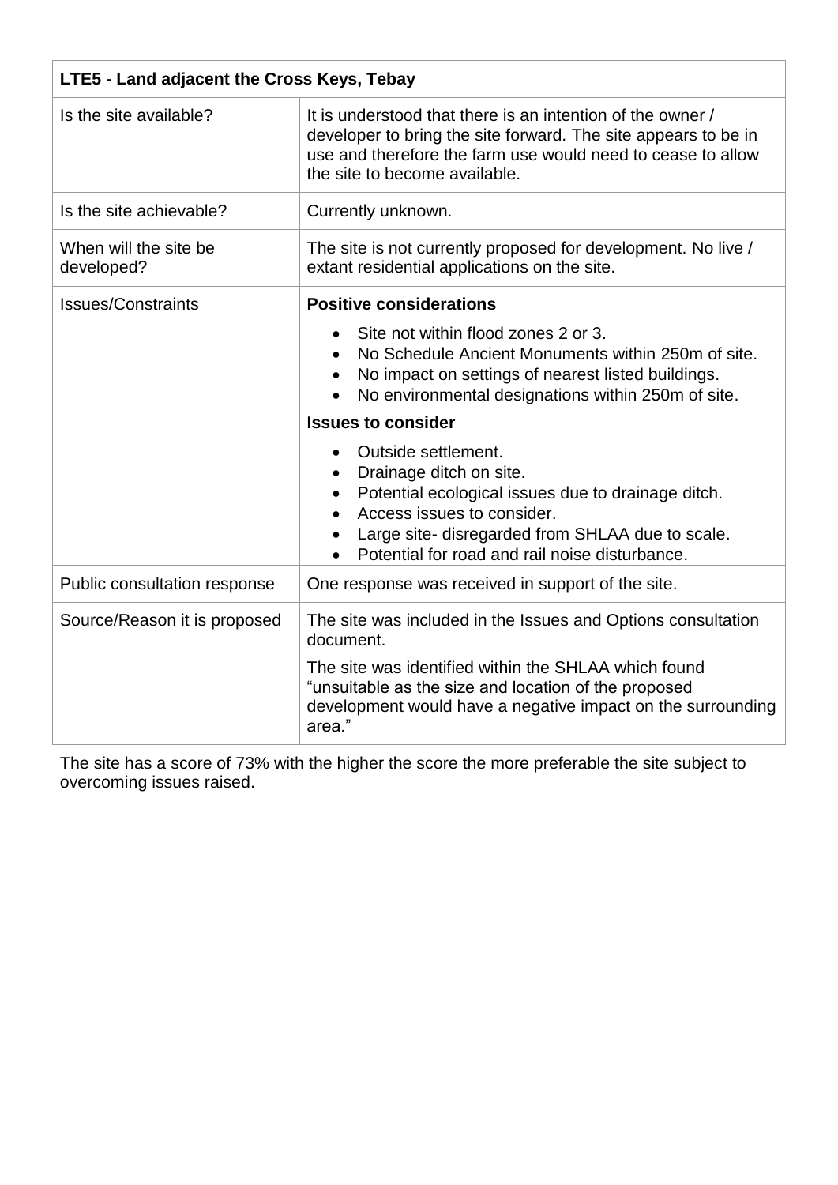| LTE5 - Land adjacent the Cross Keys, Tebay | |
|---|---|
| Is the site available? | It is understood that there is an intention of the owner / developer to bring the site forward. The site appears to be in use and therefore the farm use would need to cease to allow the site to become available. |
| Is the site achievable? | Currently unknown. |
| When will the site be developed? | The site is not currently proposed for development. No live / extant residential applications on the site. |
| Issues/Constraints | **Positive considerations**<br>• Site not within flood zones 2 or 3.<br>• No Schedule Ancient Monuments within 250m of site.<br>• No impact on settings of nearest listed buildings.<br>• No environmental designations within 250m of site.<br>**Issues to consider**<br>• Outside settlement.<br>• Drainage ditch on site.<br>• Potential ecological issues due to drainage ditch.<br>• Access issues to consider.<br>• Large site- disregarded from SHLAA due to scale.<br>• Potential for road and rail noise disturbance. |
| Public consultation response | One response was received in support of the site. |
| Source/Reason it is proposed | The site was included in the Issues and Options consultation document.<br>The site was identified within the SHLAA which found "unsuitable as the size and location of the proposed development would have a negative impact on the surrounding area." |

The site has a score of 73% with the higher the score the more preferable the site subject to overcoming issues raised.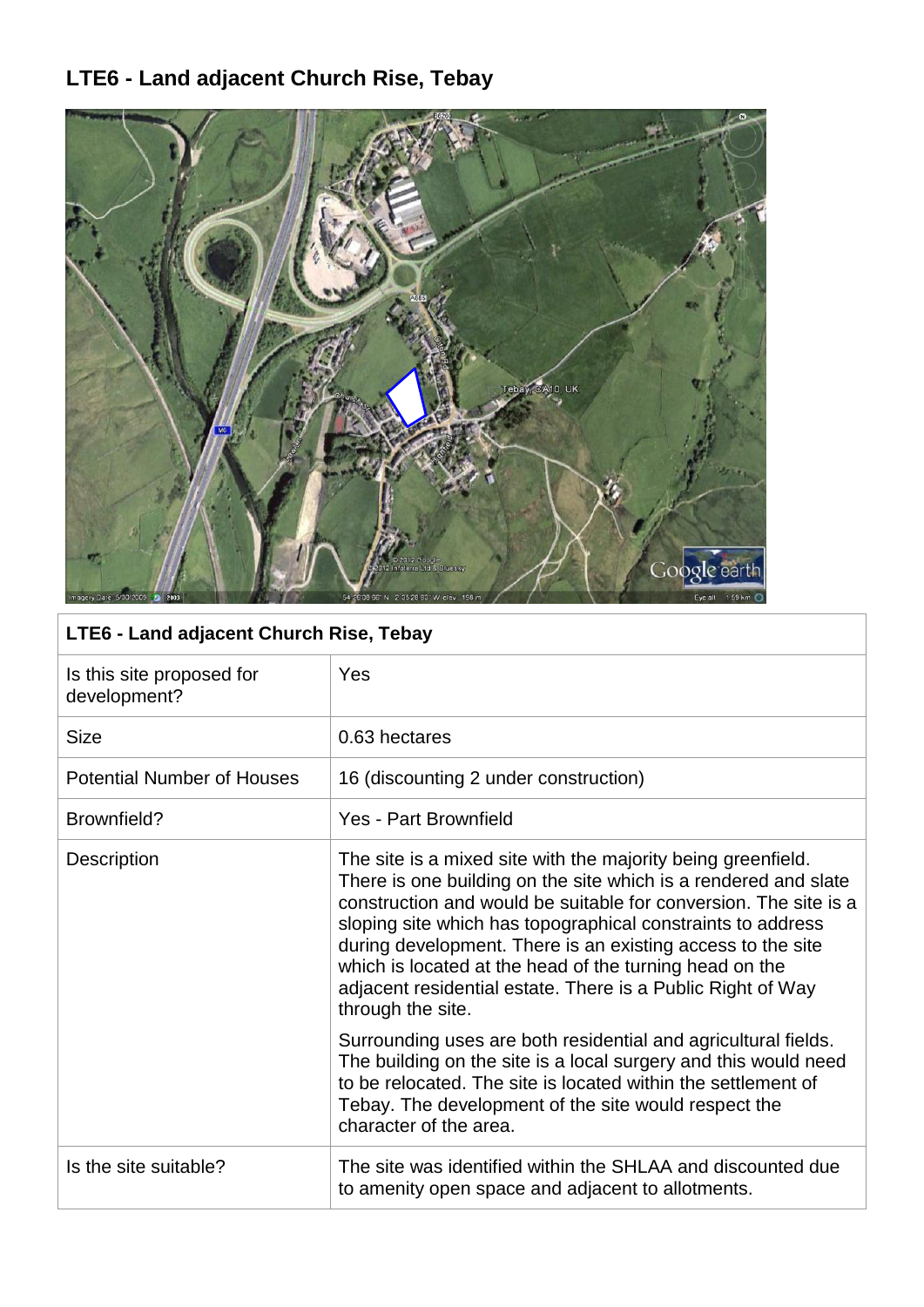# LTE6 - Land adjacent Church Rise, Tebay

| LTE6 - Land adjacent Church Rise, Tebay | |
|---|---|
| Is this site proposed for development? | Yes |
| Size | 0.63 hectares |
| Potential Number of Houses | 16 (discounting 2 under construction) |
| Brownfield? | Yes - Part Brownfield |
| Description | The site is a mixed site with the majority being greenfield. There is one building on the site which is a rendered and slate construction and would be suitable for conversion. The site is a sloping site which has topographical constraints to address during development. There is an existing access to the site which is located at the head of the turning head on the adjacent residential estate. There is a Public Right of Way through the site.<br><br>Surrounding uses are both residential and agricultural fields. The building on the site is a local surgery and this would need to be relocated. The site is located within the settlement of Tebay. The development of the site would respect the character of the area. |
| Is the site suitable? | The site was identified within the SHLAA and discounted due to amenity open space and adjacent to allotments. |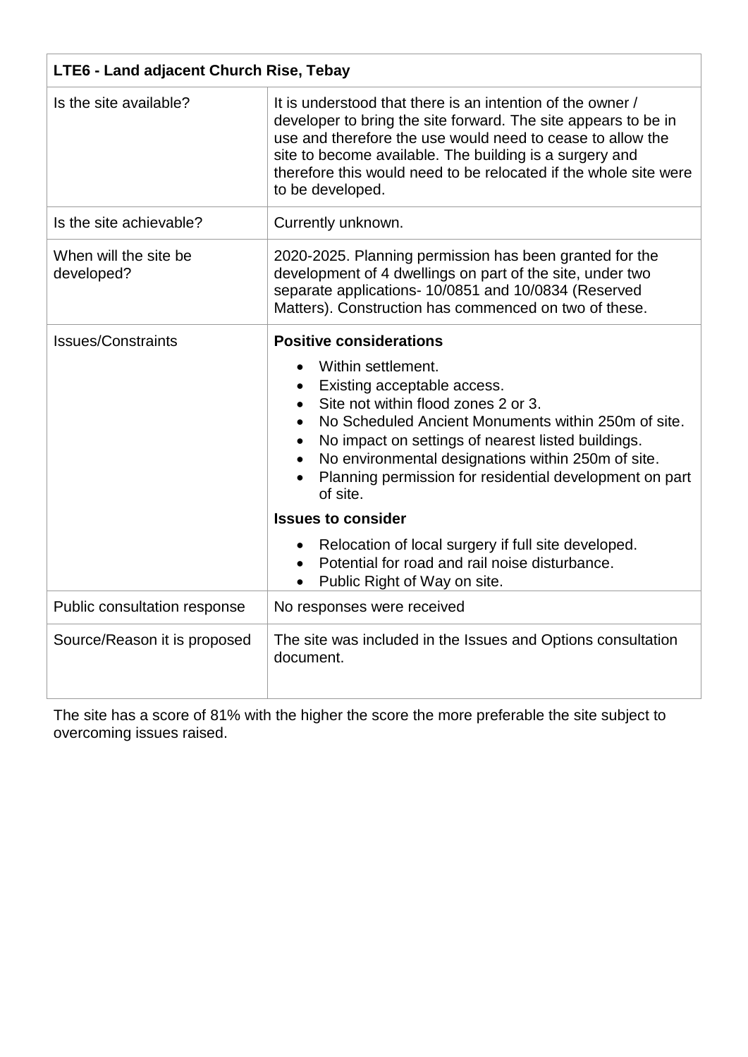| LTE6 - Land adjacent Church Rise, Tebay | |
|---|---|
| Is the site available? | It is understood that there is an intention of the owner / developer to bring the site forward. The site appears to be in use and therefore the use would need to cease to allow the site to become available. The building is a surgery and therefore this would need to be relocated if the whole site were to be developed. |
| Is the site achievable? | Currently unknown. |
| When will the site be developed? | 2020-2025. Planning permission has been granted for the development of 4 dwellings on part of the site, under two separate applications- 10/0851 and 10/0834 (Reserved Matters). Construction has commenced on two of these. |
| Issues/Constraints | **Positive considerations**<br>• Within settlement.<br>• Existing acceptable access.<br>• Site not within flood zones 2 or 3.<br>• No Scheduled Ancient Monuments within 250m of site.<br>• No impact on settings of nearest listed buildings.<br>• No environmental designations within 250m of site.<br>• Planning permission for residential development on part of site.<br>**Issues to consider**<br>• Relocation of local surgery if full site developed.<br>• Potential for road and rail noise disturbance.<br>• Public Right of Way on site. |
| Public consultation response | No responses were received |
| Source/Reason it is proposed | The site was included in the Issues and Options consultation document. |

The site has a score of 81% with the higher the score the more preferable the site subject to overcoming issues raised.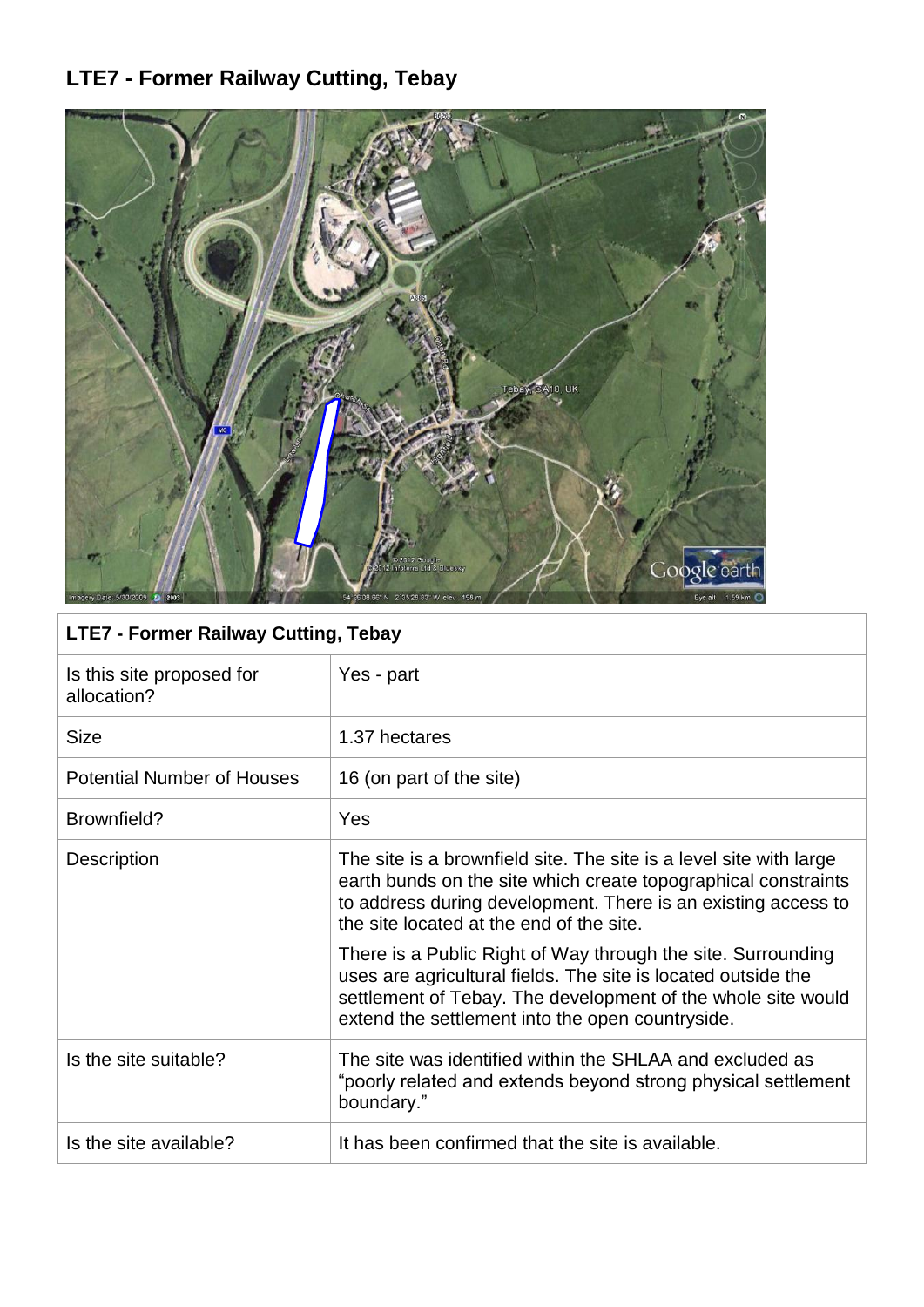# LTE7 - Former Railway Cutting, Tebay

| LTE7 - Former Railway Cutting, Tebay | |
|---|---|
| Is this site proposed for allocation? | Yes - part |
| Size | 1.37 hectares |
| Potential Number of Houses | 16 (on part of the site) |
| Brownfield? | Yes |
| Description | The site is a brownfield site. The site is a level site with large earth bunds on the site which create topographical constraints to address during development. There is an existing access to the site located at the end of the site.<br><br>There is a Public Right of Way through the site. Surrounding uses are agricultural fields. The site is located outside the settlement of Tebay. The development of the whole site would extend the settlement into the open countryside. |
| Is the site suitable? | The site was identified within the SHLAA and excluded as "poorly related and extends beyond strong physical settlement boundary." |
| Is the site available? | It has been confirmed that the site is available. |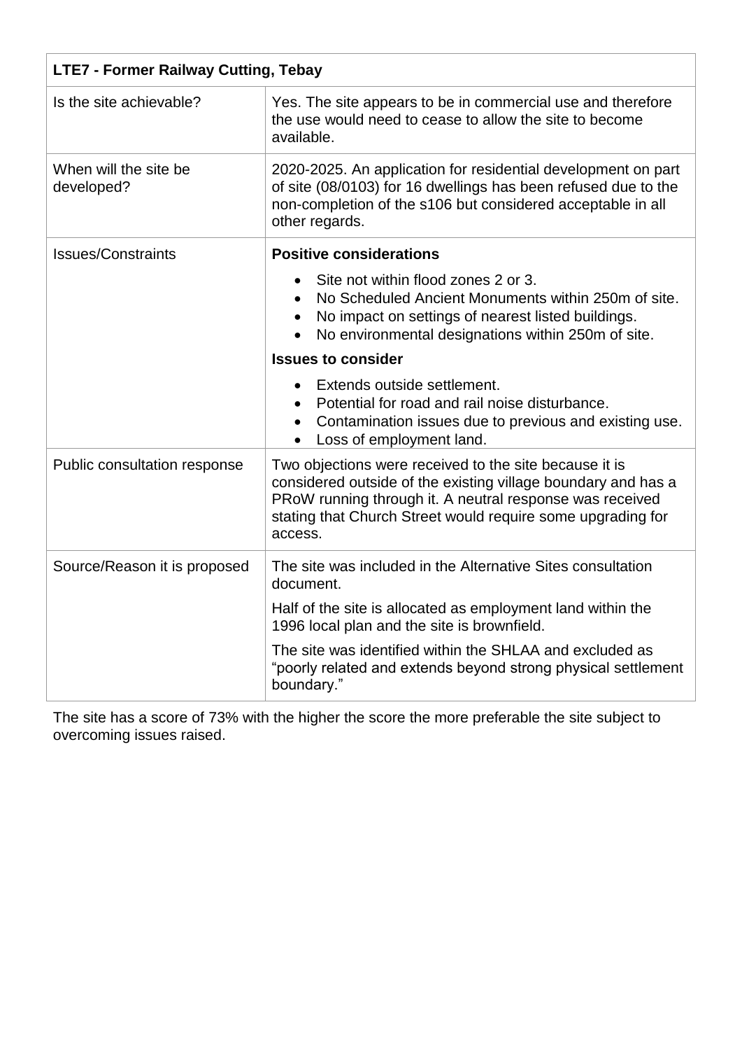| LTE7 - Former Railway Cutting, Tebay | |
|---|---|
| Is the site achievable? | Yes. The site appears to be in commercial use and therefore the use would need to cease to allow the site to become available. |
| When will the site be developed? | 2020-2025. An application for residential development on part of site (08/0103) for 16 dwellings has been refused due to the non-completion of the s106 but considered acceptable in all other regards. |
| Issues/Constraints | **Positive considerations**<br><br>• Site not within flood zones 2 or 3.<br>• No Scheduled Ancient Monuments within 250m of site.<br>• No impact on settings of nearest listed buildings.<br>• No environmental designations within 250m of site.<br><br>**Issues to consider**<br><br>• Extends outside settlement.<br>• Potential for road and rail noise disturbance.<br>• Contamination issues due to previous and existing use.<br>• Loss of employment land. |
| Public consultation response | Two objections were received to the site because it is considered outside of the existing village boundary and has a PRoW running through it. A neutral response was received stating that Church Street would require some upgrading for access. |
| Source/Reason it is proposed | The site was included in the Alternative Sites consultation document.<br><br>Half of the site is allocated as employment land within the 1996 local plan and the site is brownfield.<br><br>The site was identified within the SHLAA and excluded as "poorly related and extends beyond strong physical settlement boundary." |

The site has a score of 73% with the higher the score the more preferable the site subject to overcoming issues raised.